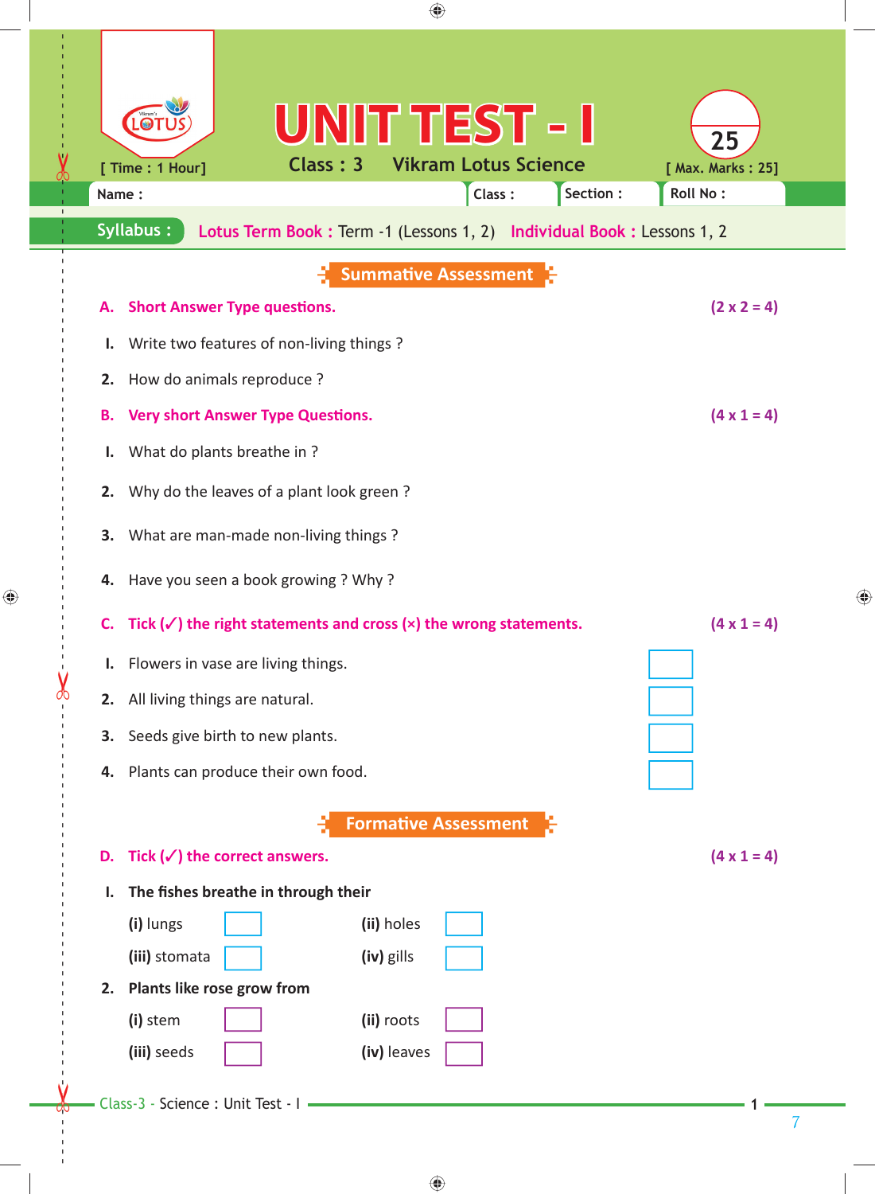# UNIT TEST - I

**Class : 3** Vikram Lotus Science

[ Time : 1 Hour] [ Max. Marks : 25]

Name : Class : Section : Roll No :

**Syllabus :** Lotus Term Book : Term -1 (Lessons 1, 2) Individual Book : Lessons 1, 2

## Summative Assessment

**A. Short Answer Type questions.** **(2 x 2 = 4)**

1. Write two features of non-living things ?
2. How do animals reproduce ?

**B. Very short Answer Type Questions.** **(4 x 1 = 4)**

1. What do plants breathe in ?
2. Why do the leaves of a plant look green ?
3. What are man-made non-living things ?
4. Have you seen a book growing ? Why ?

**C. Tick (✓) the right statements and cross (×) the wrong statements.** **(4 x 1 = 4)**

1. Flowers in vase are living things. ☐
2. All living things are natural. ☐
3. Seeds give birth to new plants. ☐
4. Plants can produce their own food. ☐

## Formative Assessment

**D. Tick (✓) the correct answers.** **(4 x 1 = 4)**

1. **The fishes breathe in through their**
   - **(i)** lungs ☐ **(ii)** holes ☐
   - **(iii)** stomata ☐ **(iv)** gills ☐
2. **Plants like rose grow from**
   - **(i)** stem ☐ **(ii)** roots ☐
   - **(iii)** seeds ☐ **(iv)** leaves ☐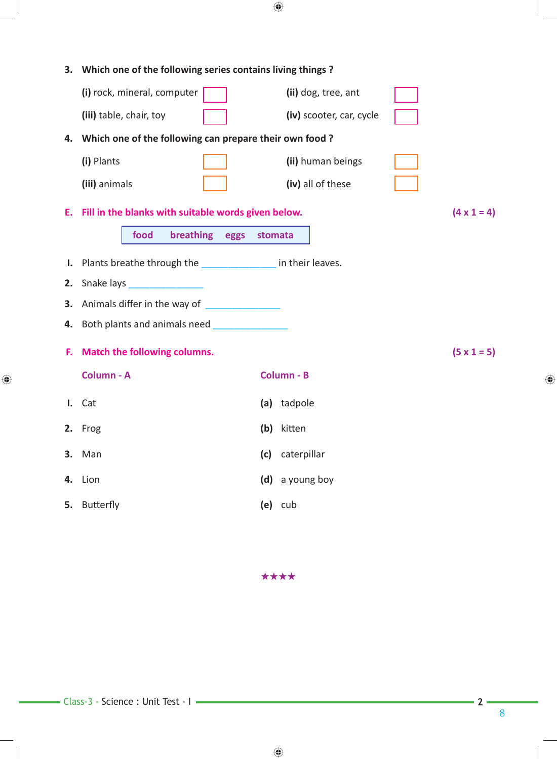**3. Which one of the following series contains living things ?**

(i) rock, mineral, computer ☐ (ii) dog, tree, ant ☐

(iii) table, chair, toy ☐ (iv) scooter, car, cycle ☐

**4. Which one of the following can prepare their own food ?**

(i) Plants ☐ (ii) human beings ☐

(iii) animals ☐ (iv) all of these ☐

## E. Fill in the blanks with suitable words given below. (4 x 1 = 4)

**food breathing eggs stomata**

1. Plants breathe through the ______________ in their leaves.
2. Snake lays ______________
3. Animals differ in the way of ______________
4. Both plants and animals need ______________

## F. Match the following columns. (5 x 1 = 5)

| Column - A | Column - B |
|---|---|
| 1. Cat | (a) tadpole |
| 2. Frog | (b) kitten |
| 3. Man | (c) caterpillar |
| 4. Lion | (d) a young boy |
| 5. Butterfly | (e) cub |

★★★★